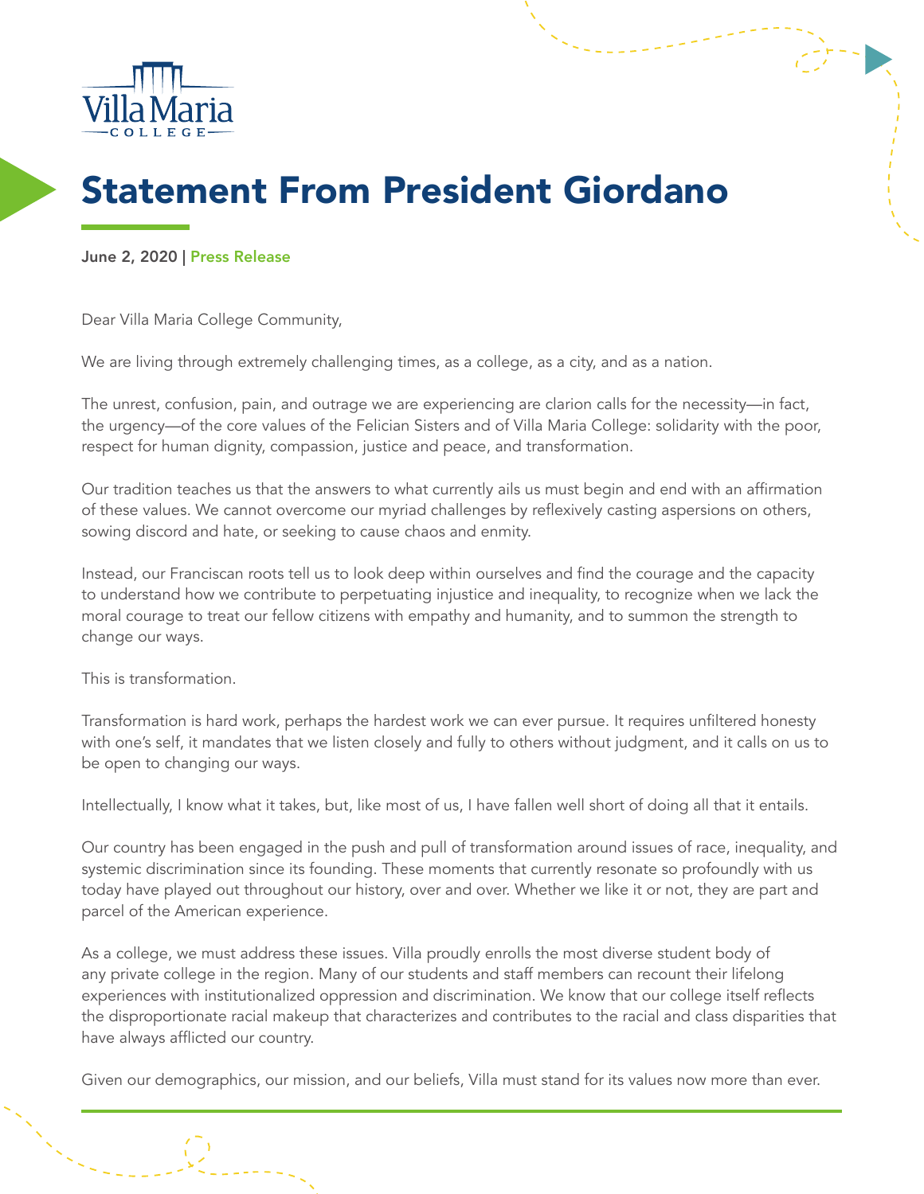# Statement From President Giordano

June 2, 2020 | Press Release

Dear Villa Maria College Community,

We are living through extremely challenging times, as a college, as a city, and as a nation.

The unrest, confusion, pain, and outrage we are experiencing are clarion calls for the necessity—in fact, the urgency—of the core values of the Felician Sisters and of Villa Maria College: solidarity with the poor, respect for human dignity, compassion, justice and peace, and transformation.

Our tradition teaches us that the answers to what currently ails us must begin and end with an affirmation of these values. We cannot overcome our myriad challenges by reflexively casting aspersions on others, sowing discord and hate, or seeking to cause chaos and enmity.

Instead, our Franciscan roots tell us to look deep within ourselves and find the courage and the capacity to understand how we contribute to perpetuating injustice and inequality, to recognize when we lack the moral courage to treat our fellow citizens with empathy and humanity, and to summon the strength to change our ways.

This is transformation.

Transformation is hard work, perhaps the hardest work we can ever pursue. It requires unfiltered honesty with one's self, it mandates that we listen closely and fully to others without judgment, and it calls on us to be open to changing our ways.

Intellectually, I know what it takes, but, like most of us, I have fallen well short of doing all that it entails.

Our country has been engaged in the push and pull of transformation around issues of race, inequality, and systemic discrimination since its founding. These moments that currently resonate so profoundly with us today have played out throughout our history, over and over. Whether we like it or not, they are part and parcel of the American experience.

As a college, we must address these issues. Villa proudly enrolls the most diverse student body of any private college in the region. Many of our students and staff members can recount their lifelong experiences with institutionalized oppression and discrimination. We know that our college itself reflects the disproportionate racial makeup that characterizes and contributes to the racial and class disparities that have always afflicted our country.

Given our demographics, our mission, and our beliefs, Villa must stand for its values now more than ever.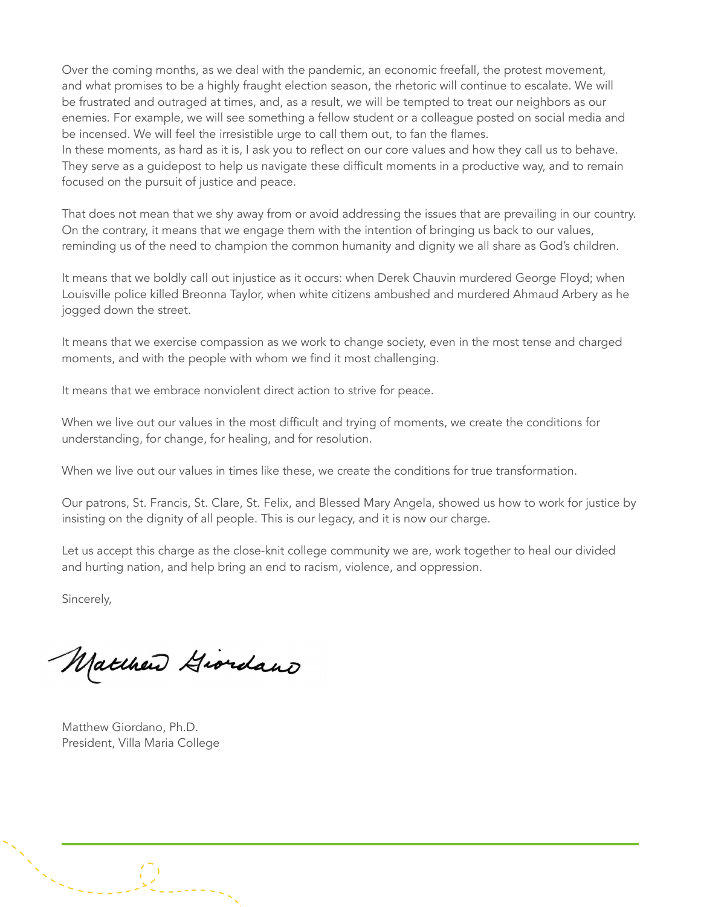Over the coming months, as we deal with the pandemic, an economic freefall, the protest movement, and what promises to be a highly fraught election season, the rhetoric will continue to escalate. We will be frustrated and outraged at times, and, as a result, we will be tempted to treat our neighbors as our enemies. For example, we will see something a fellow student or a colleague posted on social media and be incensed. We will feel the irresistible urge to call them out, to fan the flames.
In these moments, as hard as it is, I ask you to reflect on our core values and how they call us to behave. They serve as a guidepost to help us navigate these difficult moments in a productive way, and to remain focused on the pursuit of justice and peace.

That does not mean that we shy away from or avoid addressing the issues that are prevailing in our country. On the contrary, it means that we engage them with the intention of bringing us back to our values, reminding us of the need to champion the common humanity and dignity we all share as God's children.

It means that we boldly call out injustice as it occurs: when Derek Chauvin murdered George Floyd; when Louisville police killed Breonna Taylor, when white citizens ambushed and murdered Ahmaud Arbery as he jogged down the street.

It means that we exercise compassion as we work to change society, even in the most tense and charged moments, and with the people with whom we find it most challenging.

It means that we embrace nonviolent direct action to strive for peace.

When we live out our values in the most difficult and trying of moments, we create the conditions for understanding, for change, for healing, and for resolution.

When we live out our values in times like these, we create the conditions for true transformation.

Our patrons, St. Francis, St. Clare, St. Felix, and Blessed Mary Angela, showed us how to work for justice by insisting on the dignity of all people. This is our legacy, and it is now our charge.

Let us accept this charge as the close-knit college community we are, work together to heal our divided and hurting nation, and help bring an end to racism, violence, and oppression.

Sincerely,

Matthew Giordano

Matthew Giordano, Ph.D.
President, Villa Maria College